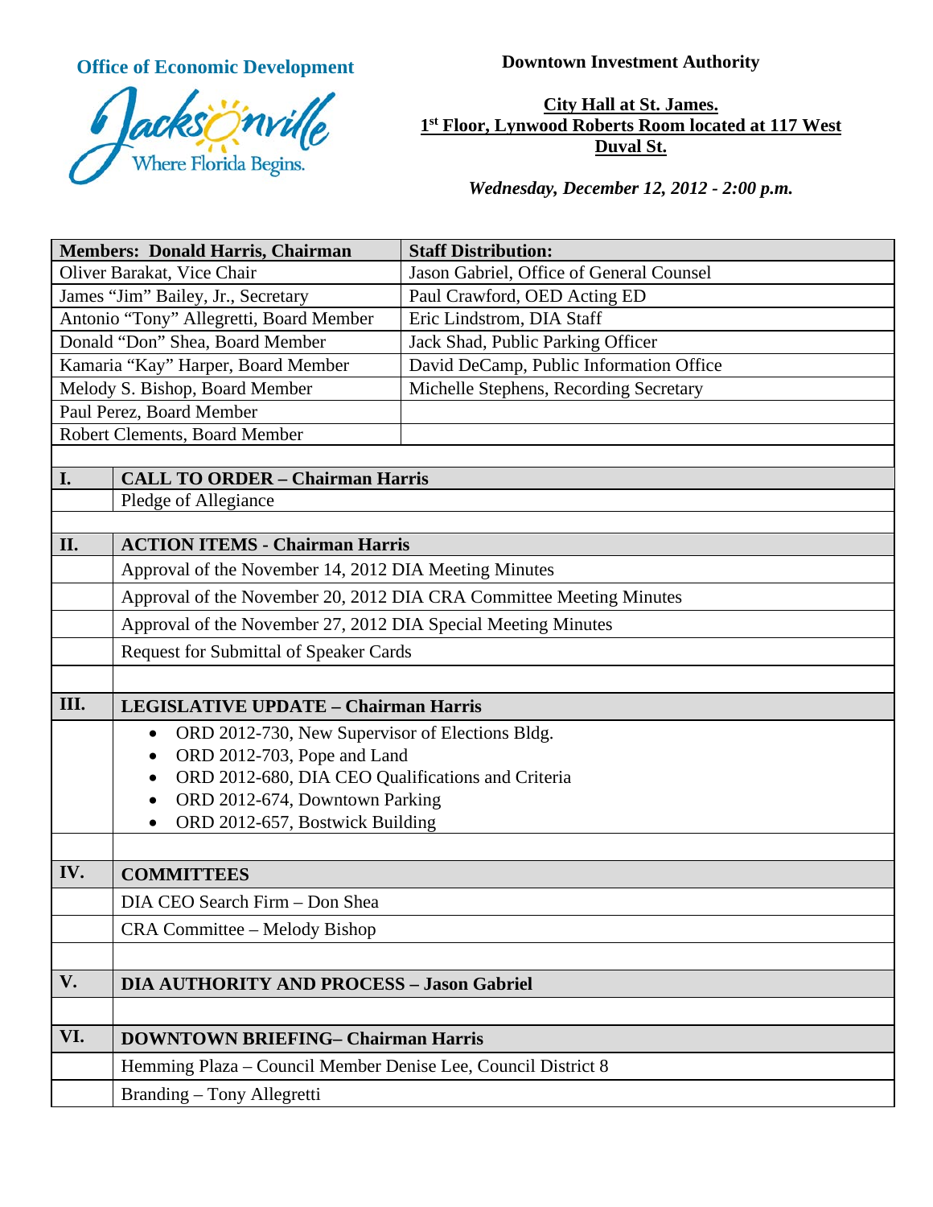**Office of Economic Development**

Jacksonville — Where Florida Begins.

**Downtown Investment Authority**

**City Hall at St. James.**
**1st Floor, Lynwood Roberts Room located at 117 West Duval St.**

***Wednesday, December 12, 2012 - 2:00 p.m.***

| **Members: Donald Harris, Chairman** | **Staff Distribution:** |
|---|---|
| Oliver Barakat, Vice Chair | Jason Gabriel, Office of General Counsel |
| James "Jim" Bailey, Jr., Secretary | Paul Crawford, OED Acting ED |
| Antonio "Tony" Allegretti, Board Member | Eric Lindstrom, DIA Staff |
| Donald "Don" Shea, Board Member | Jack Shad, Public Parking Officer |
| Kamaria "Kay" Harper, Board Member | David DeCamp, Public Information Office |
| Melody S. Bishop, Board Member | Michelle Stephens, Recording Secretary |
| Paul Perez, Board Member | |
| Robert Clements, Board Member | |

| | |
|---|---|
| **I.** | **CALL TO ORDER – Chairman Harris** |
| | Pledge of Allegiance |
| | |
| **II.** | **ACTION ITEMS - Chairman Harris** |
| | Approval of the November 14, 2012 DIA Meeting Minutes |
| | Approval of the November 20, 2012 DIA CRA Committee Meeting Minutes |
| | Approval of the November 27, 2012 DIA Special Meeting Minutes |
| | Request for Submittal of Speaker Cards |
| | |
| **III.** | **LEGISLATIVE UPDATE – Chairman Harris** |
| | • ORD 2012-730, New Supervisor of Elections Bldg.<br>• ORD 2012-703, Pope and Land<br>• ORD 2012-680, DIA CEO Qualifications and Criteria<br>• ORD 2012-674, Downtown Parking<br>• ORD 2012-657, Bostwick Building |
| | |
| **IV.** | **COMMITTEES** |
| | DIA CEO Search Firm – Don Shea |
| | CRA Committee – Melody Bishop |
| | |
| **V.** | **DIA AUTHORITY AND PROCESS – Jason Gabriel** |
| | |
| **VI.** | **DOWNTOWN BRIEFING– Chairman Harris** |
| | Hemming Plaza – Council Member Denise Lee, Council District 8 |
| | Branding – Tony Allegretti |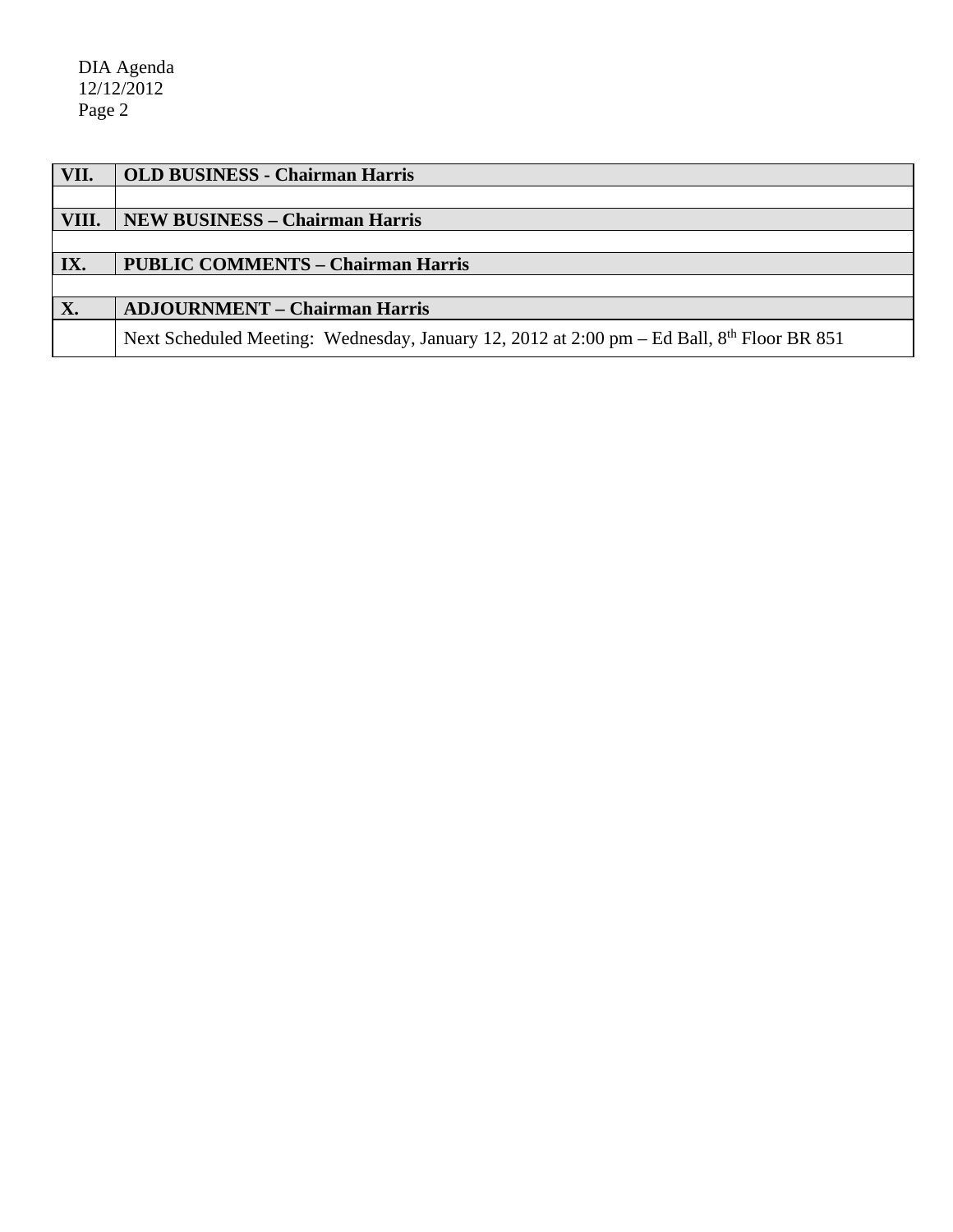| VII. | **OLD BUSINESS - Chairman Harris** |
|---|---|
| | |
| **VIII.** | **NEW BUSINESS – Chairman Harris** |
| | |
| **IX.** | **PUBLIC COMMENTS – Chairman Harris** |
| | |
| **X.** | **ADJOURNMENT – Chairman Harris** |
| | Next Scheduled Meeting: Wednesday, January 12, 2012 at 2:00 pm – Ed Ball, 8th Floor BR 851 |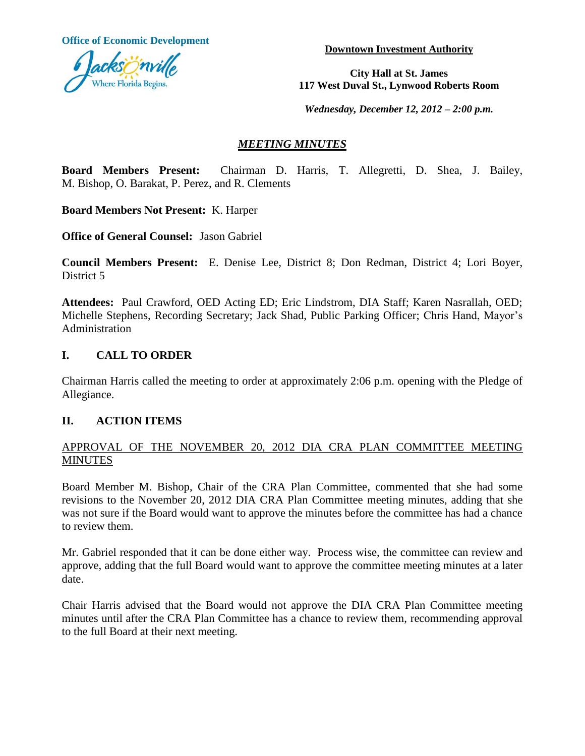**Office of Economic Development**

Jacksonville
Where Florida Begins.

**Downtown Investment Authority**

**City Hall at St. James**
**117 West Duval St., Lynwood Roberts Room**

***Wednesday, December 12, 2012 – 2:00 p.m.***

## *MEETING MINUTES*

**Board Members Present:** Chairman D. Harris, T. Allegretti, D. Shea, J. Bailey, M. Bishop, O. Barakat, P. Perez, and R. Clements

**Board Members Not Present:** K. Harper

**Office of General Counsel:** Jason Gabriel

**Council Members Present:** E. Denise Lee, District 8; Don Redman, District 4; Lori Boyer, District 5

**Attendees:** Paul Crawford, OED Acting ED; Eric Lindstrom, DIA Staff; Karen Nasrallah, OED; Michelle Stephens, Recording Secretary; Jack Shad, Public Parking Officer; Chris Hand, Mayor's Administration

## I. CALL TO ORDER

Chairman Harris called the meeting to order at approximately 2:06 p.m. opening with the Pledge of Allegiance.

## II. ACTION ITEMS

APPROVAL OF THE NOVEMBER 20, 2012 DIA CRA PLAN COMMITTEE MEETING MINUTES

Board Member M. Bishop, Chair of the CRA Plan Committee, commented that she had some revisions to the November 20, 2012 DIA CRA Plan Committee meeting minutes, adding that she was not sure if the Board would want to approve the minutes before the committee has had a chance to review them.

Mr. Gabriel responded that it can be done either way. Process wise, the committee can review and approve, adding that the full Board would want to approve the committee meeting minutes at a later date.

Chair Harris advised that the Board would not approve the DIA CRA Plan Committee meeting minutes until after the CRA Plan Committee has a chance to review them, recommending approval to the full Board at their next meeting.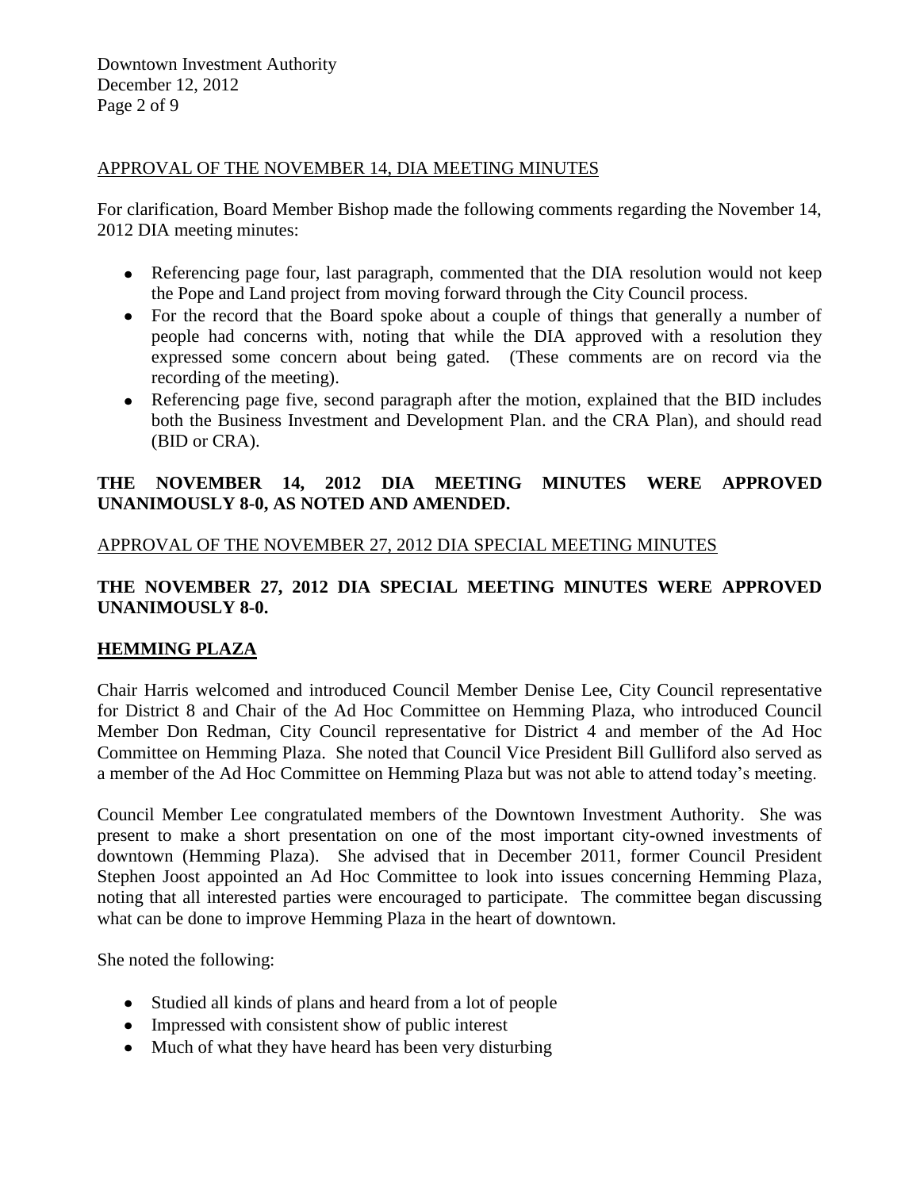APPROVAL OF THE NOVEMBER 14, DIA MEETING MINUTES

For clarification, Board Member Bishop made the following comments regarding the November 14, 2012 DIA meeting minutes:

- Referencing page four, last paragraph, commented that the DIA resolution would not keep the Pope and Land project from moving forward through the City Council process.
- For the record that the Board spoke about a couple of things that generally a number of people had concerns with, noting that while the DIA approved with a resolution they expressed some concern about being gated. (These comments are on record via the recording of the meeting).
- Referencing page five, second paragraph after the motion, explained that the BID includes both the Business Investment and Development Plan. and the CRA Plan), and should read (BID or CRA).

**THE NOVEMBER 14, 2012 DIA MEETING MINUTES WERE APPROVED UNANIMOUSLY 8-0, AS NOTED AND AMENDED.**

APPROVAL OF THE NOVEMBER 27, 2012 DIA SPECIAL MEETING MINUTES

**THE NOVEMBER 27, 2012 DIA SPECIAL MEETING MINUTES WERE APPROVED UNANIMOUSLY 8-0.**

**HEMMING PLAZA**

Chair Harris welcomed and introduced Council Member Denise Lee, City Council representative for District 8 and Chair of the Ad Hoc Committee on Hemming Plaza, who introduced Council Member Don Redman, City Council representative for District 4 and member of the Ad Hoc Committee on Hemming Plaza. She noted that Council Vice President Bill Gulliford also served as a member of the Ad Hoc Committee on Hemming Plaza but was not able to attend today's meeting.

Council Member Lee congratulated members of the Downtown Investment Authority. She was present to make a short presentation on one of the most important city-owned investments of downtown (Hemming Plaza). She advised that in December 2011, former Council President Stephen Joost appointed an Ad Hoc Committee to look into issues concerning Hemming Plaza, noting that all interested parties were encouraged to participate. The committee began discussing what can be done to improve Hemming Plaza in the heart of downtown.

She noted the following:

- Studied all kinds of plans and heard from a lot of people
- Impressed with consistent show of public interest
- Much of what they have heard has been very disturbing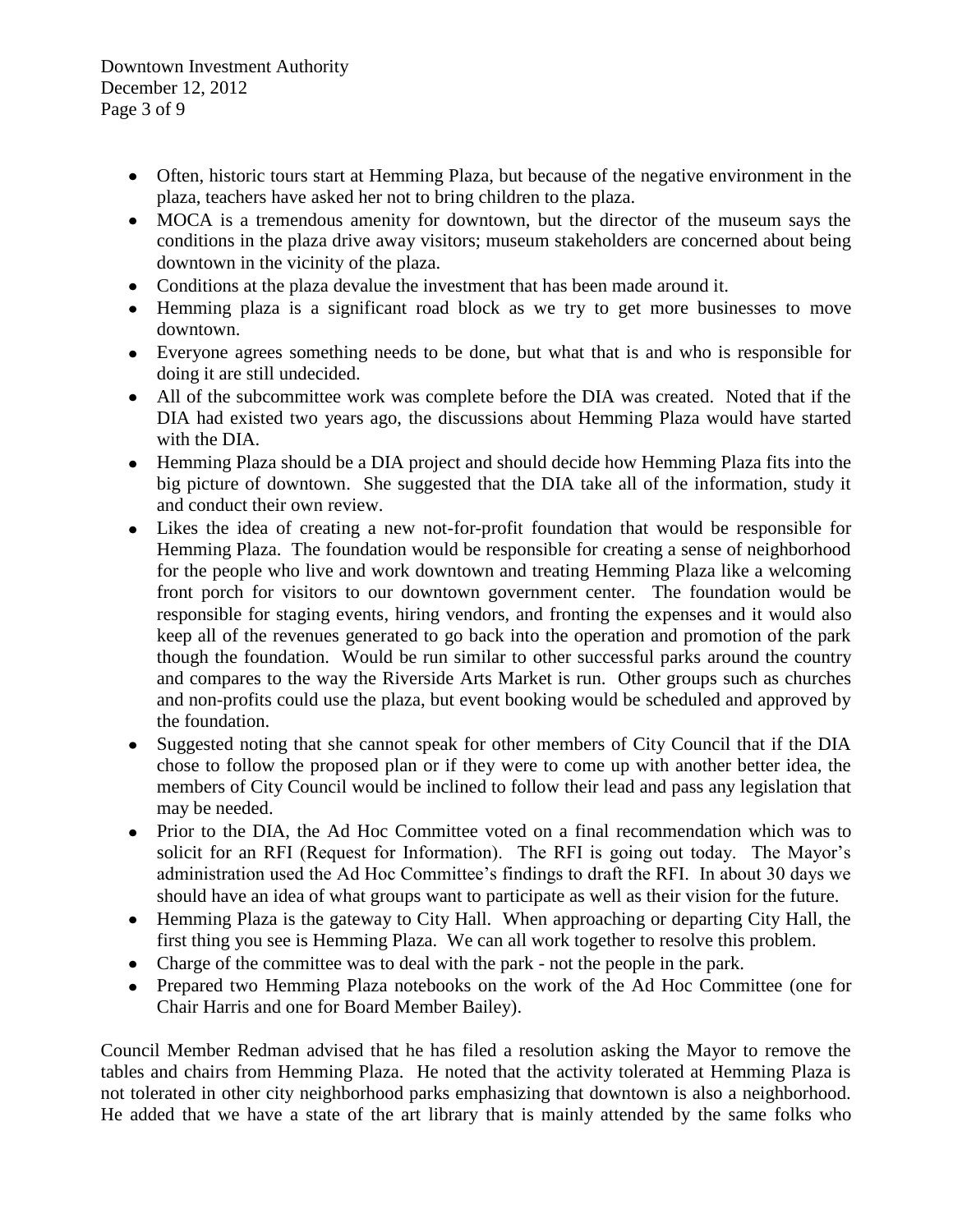- Often, historic tours start at Hemming Plaza, but because of the negative environment in the plaza, teachers have asked her not to bring children to the plaza.
- MOCA is a tremendous amenity for downtown, but the director of the museum says the conditions in the plaza drive away visitors; museum stakeholders are concerned about being downtown in the vicinity of the plaza.
- Conditions at the plaza devalue the investment that has been made around it.
- Hemming plaza is a significant road block as we try to get more businesses to move downtown.
- Everyone agrees something needs to be done, but what that is and who is responsible for doing it are still undecided.
- All of the subcommittee work was complete before the DIA was created. Noted that if the DIA had existed two years ago, the discussions about Hemming Plaza would have started with the DIA.
- Hemming Plaza should be a DIA project and should decide how Hemming Plaza fits into the big picture of downtown. She suggested that the DIA take all of the information, study it and conduct their own review.
- Likes the idea of creating a new not-for-profit foundation that would be responsible for Hemming Plaza. The foundation would be responsible for creating a sense of neighborhood for the people who live and work downtown and treating Hemming Plaza like a welcoming front porch for visitors to our downtown government center. The foundation would be responsible for staging events, hiring vendors, and fronting the expenses and it would also keep all of the revenues generated to go back into the operation and promotion of the park though the foundation. Would be run similar to other successful parks around the country and compares to the way the Riverside Arts Market is run. Other groups such as churches and non-profits could use the plaza, but event booking would be scheduled and approved by the foundation.
- Suggested noting that she cannot speak for other members of City Council that if the DIA chose to follow the proposed plan or if they were to come up with another better idea, the members of City Council would be inclined to follow their lead and pass any legislation that may be needed.
- Prior to the DIA, the Ad Hoc Committee voted on a final recommendation which was to solicit for an RFI (Request for Information). The RFI is going out today. The Mayor's administration used the Ad Hoc Committee's findings to draft the RFI. In about 30 days we should have an idea of what groups want to participate as well as their vision for the future.
- Hemming Plaza is the gateway to City Hall. When approaching or departing City Hall, the first thing you see is Hemming Plaza. We can all work together to resolve this problem.
- Charge of the committee was to deal with the park - not the people in the park.
- Prepared two Hemming Plaza notebooks on the work of the Ad Hoc Committee (one for Chair Harris and one for Board Member Bailey).

Council Member Redman advised that he has filed a resolution asking the Mayor to remove the tables and chairs from Hemming Plaza. He noted that the activity tolerated at Hemming Plaza is not tolerated in other city neighborhood parks emphasizing that downtown is also a neighborhood. He added that we have a state of the art library that is mainly attended by the same folks who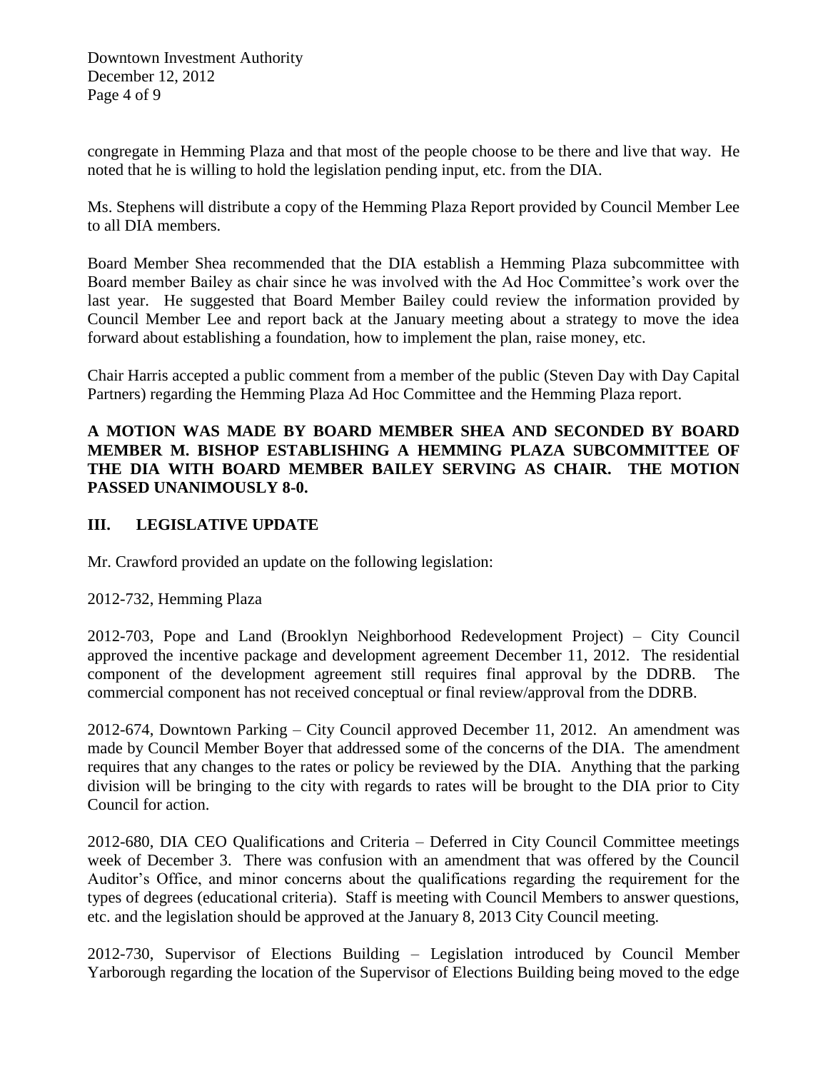congregate in Hemming Plaza and that most of the people choose to be there and live that way. He noted that he is willing to hold the legislation pending input, etc. from the DIA.

Ms. Stephens will distribute a copy of the Hemming Plaza Report provided by Council Member Lee to all DIA members.

Board Member Shea recommended that the DIA establish a Hemming Plaza subcommittee with Board member Bailey as chair since he was involved with the Ad Hoc Committee's work over the last year. He suggested that Board Member Bailey could review the information provided by Council Member Lee and report back at the January meeting about a strategy to move the idea forward about establishing a foundation, how to implement the plan, raise money, etc.

Chair Harris accepted a public comment from a member of the public (Steven Day with Day Capital Partners) regarding the Hemming Plaza Ad Hoc Committee and the Hemming Plaza report.

**A MOTION WAS MADE BY BOARD MEMBER SHEA AND SECONDED BY BOARD MEMBER M. BISHOP ESTABLISHING A HEMMING PLAZA SUBCOMMITTEE OF THE DIA WITH BOARD MEMBER BAILEY SERVING AS CHAIR. THE MOTION PASSED UNANIMOUSLY 8-0.**

## III. LEGISLATIVE UPDATE

Mr. Crawford provided an update on the following legislation:

2012-732, Hemming Plaza

2012-703, Pope and Land (Brooklyn Neighborhood Redevelopment Project) – City Council approved the incentive package and development agreement December 11, 2012. The residential component of the development agreement still requires final approval by the DDRB. The commercial component has not received conceptual or final review/approval from the DDRB.

2012-674, Downtown Parking – City Council approved December 11, 2012. An amendment was made by Council Member Boyer that addressed some of the concerns of the DIA. The amendment requires that any changes to the rates or policy be reviewed by the DIA. Anything that the parking division will be bringing to the city with regards to rates will be brought to the DIA prior to City Council for action.

2012-680, DIA CEO Qualifications and Criteria – Deferred in City Council Committee meetings week of December 3. There was confusion with an amendment that was offered by the Council Auditor's Office, and minor concerns about the qualifications regarding the requirement for the types of degrees (educational criteria). Staff is meeting with Council Members to answer questions, etc. and the legislation should be approved at the January 8, 2013 City Council meeting.

2012-730, Supervisor of Elections Building – Legislation introduced by Council Member Yarborough regarding the location of the Supervisor of Elections Building being moved to the edge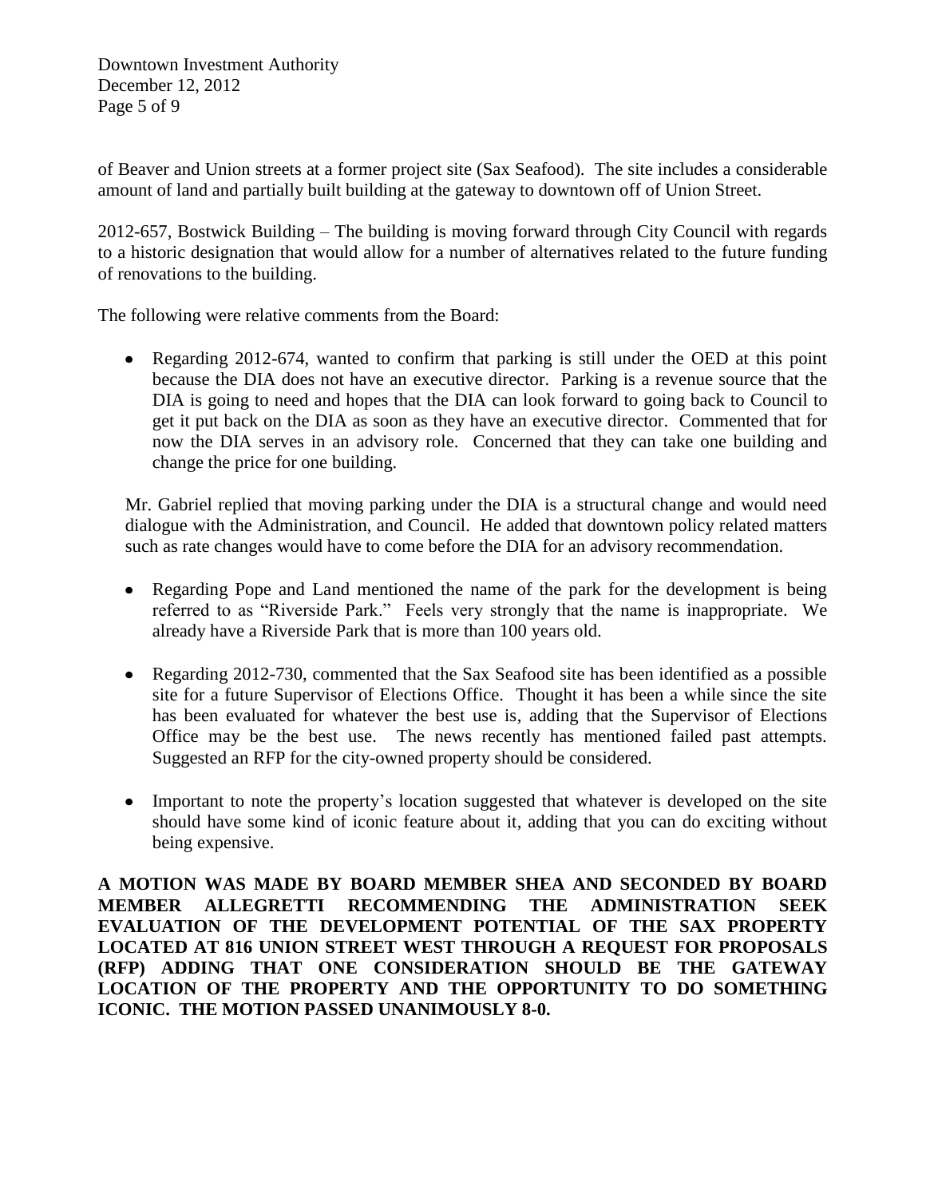of Beaver and Union streets at a former project site (Sax Seafood). The site includes a considerable amount of land and partially built building at the gateway to downtown off of Union Street.

2012-657, Bostwick Building – The building is moving forward through City Council with regards to a historic designation that would allow for a number of alternatives related to the future funding of renovations to the building.

The following were relative comments from the Board:

- Regarding 2012-674, wanted to confirm that parking is still under the OED at this point because the DIA does not have an executive director. Parking is a revenue source that the DIA is going to need and hopes that the DIA can look forward to going back to Council to get it put back on the DIA as soon as they have an executive director. Commented that for now the DIA serves in an advisory role. Concerned that they can take one building and change the price for one building.

  Mr. Gabriel replied that moving parking under the DIA is a structural change and would need dialogue with the Administration, and Council. He added that downtown policy related matters such as rate changes would have to come before the DIA for an advisory recommendation.

- Regarding Pope and Land mentioned the name of the park for the development is being referred to as "Riverside Park." Feels very strongly that the name is inappropriate. We already have a Riverside Park that is more than 100 years old.

- Regarding 2012-730, commented that the Sax Seafood site has been identified as a possible site for a future Supervisor of Elections Office. Thought it has been a while since the site has been evaluated for whatever the best use is, adding that the Supervisor of Elections Office may be the best use. The news recently has mentioned failed past attempts. Suggested an RFP for the city-owned property should be considered.

- Important to note the property's location suggested that whatever is developed on the site should have some kind of iconic feature about it, adding that you can do exciting without being expensive.

**A MOTION WAS MADE BY BOARD MEMBER SHEA AND SECONDED BY BOARD MEMBER ALLEGRETTI RECOMMENDING THE ADMINISTRATION SEEK EVALUATION OF THE DEVELOPMENT POTENTIAL OF THE SAX PROPERTY LOCATED AT 816 UNION STREET WEST THROUGH A REQUEST FOR PROPOSALS (RFP) ADDING THAT ONE CONSIDERATION SHOULD BE THE GATEWAY LOCATION OF THE PROPERTY AND THE OPPORTUNITY TO DO SOMETHING ICONIC. THE MOTION PASSED UNANIMOUSLY 8-0.**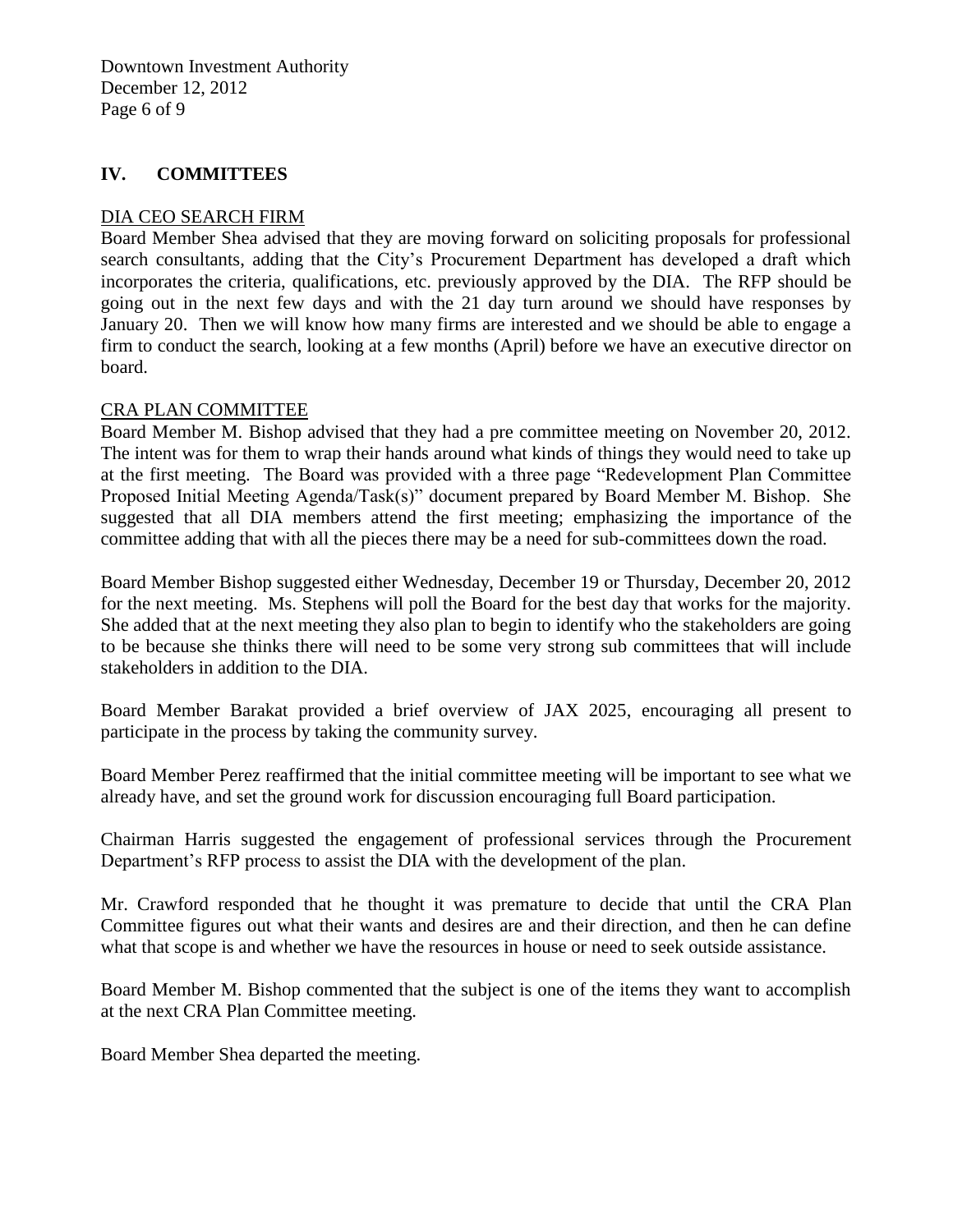## IV. COMMITTEES

### DIA CEO SEARCH FIRM

Board Member Shea advised that they are moving forward on soliciting proposals for professional search consultants, adding that the City's Procurement Department has developed a draft which incorporates the criteria, qualifications, etc. previously approved by the DIA. The RFP should be going out in the next few days and with the 21 day turn around we should have responses by January 20. Then we will know how many firms are interested and we should be able to engage a firm to conduct the search, looking at a few months (April) before we have an executive director on board.

### CRA PLAN COMMITTEE

Board Member M. Bishop advised that they had a pre committee meeting on November 20, 2012. The intent was for them to wrap their hands around what kinds of things they would need to take up at the first meeting. The Board was provided with a three page "Redevelopment Plan Committee Proposed Initial Meeting Agenda/Task(s)" document prepared by Board Member M. Bishop. She suggested that all DIA members attend the first meeting; emphasizing the importance of the committee adding that with all the pieces there may be a need for sub-committees down the road.

Board Member Bishop suggested either Wednesday, December 19 or Thursday, December 20, 2012 for the next meeting. Ms. Stephens will poll the Board for the best day that works for the majority. She added that at the next meeting they also plan to begin to identify who the stakeholders are going to be because she thinks there will need to be some very strong sub committees that will include stakeholders in addition to the DIA.

Board Member Barakat provided a brief overview of JAX 2025, encouraging all present to participate in the process by taking the community survey.

Board Member Perez reaffirmed that the initial committee meeting will be important to see what we already have, and set the ground work for discussion encouraging full Board participation.

Chairman Harris suggested the engagement of professional services through the Procurement Department's RFP process to assist the DIA with the development of the plan.

Mr. Crawford responded that he thought it was premature to decide that until the CRA Plan Committee figures out what their wants and desires are and their direction, and then he can define what that scope is and whether we have the resources in house or need to seek outside assistance.

Board Member M. Bishop commented that the subject is one of the items they want to accomplish at the next CRA Plan Committee meeting.

Board Member Shea departed the meeting.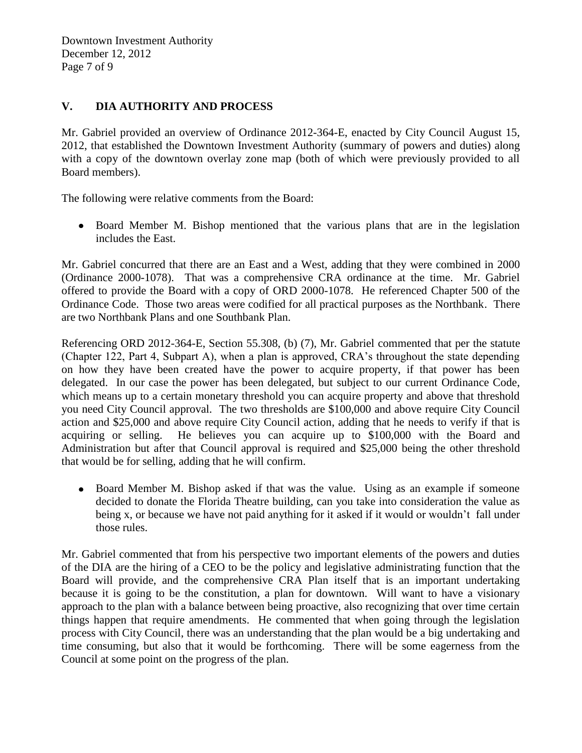## V. DIA AUTHORITY AND PROCESS

Mr. Gabriel provided an overview of Ordinance 2012-364-E, enacted by City Council August 15, 2012, that established the Downtown Investment Authority (summary of powers and duties) along with a copy of the downtown overlay zone map (both of which were previously provided to all Board members).

The following were relative comments from the Board:

- Board Member M. Bishop mentioned that the various plans that are in the legislation includes the East.

Mr. Gabriel concurred that there are an East and a West, adding that they were combined in 2000 (Ordinance 2000-1078). That was a comprehensive CRA ordinance at the time. Mr. Gabriel offered to provide the Board with a copy of ORD 2000-1078. He referenced Chapter 500 of the Ordinance Code. Those two areas were codified for all practical purposes as the Northbank. There are two Northbank Plans and one Southbank Plan.

Referencing ORD 2012-364-E, Section 55.308, (b) (7), Mr. Gabriel commented that per the statute (Chapter 122, Part 4, Subpart A), when a plan is approved, CRA's throughout the state depending on how they have been created have the power to acquire property, if that power has been delegated. In our case the power has been delegated, but subject to our current Ordinance Code, which means up to a certain monetary threshold you can acquire property and above that threshold you need City Council approval. The two thresholds are $100,000 and above require City Council action and $25,000 and above require City Council action, adding that he needs to verify if that is acquiring or selling. He believes you can acquire up to $100,000 with the Board and Administration but after that Council approval is required and $25,000 being the other threshold that would be for selling, adding that he will confirm.

- Board Member M. Bishop asked if that was the value. Using as an example if someone decided to donate the Florida Theatre building, can you take into consideration the value as being x, or because we have not paid anything for it asked if it would or wouldn't fall under those rules.

Mr. Gabriel commented that from his perspective two important elements of the powers and duties of the DIA are the hiring of a CEO to be the policy and legislative administrating function that the Board will provide, and the comprehensive CRA Plan itself that is an important undertaking because it is going to be the constitution, a plan for downtown. Will want to have a visionary approach to the plan with a balance between being proactive, also recognizing that over time certain things happen that require amendments. He commented that when going through the legislation process with City Council, there was an understanding that the plan would be a big undertaking and time consuming, but also that it would be forthcoming. There will be some eagerness from the Council at some point on the progress of the plan.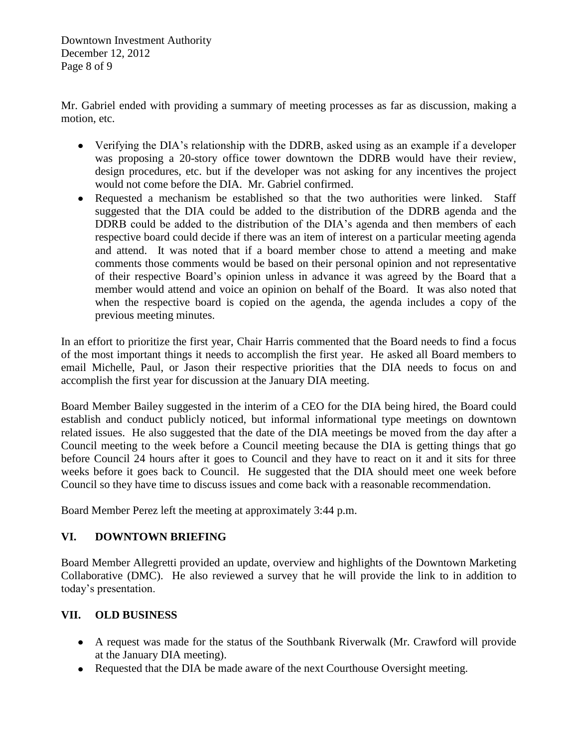Mr. Gabriel ended with providing a summary of meeting processes as far as discussion, making a motion, etc.

- Verifying the DIA's relationship with the DDRB, asked using as an example if a developer was proposing a 20-story office tower downtown the DDRB would have their review, design procedures, etc. but if the developer was not asking for any incentives the project would not come before the DIA. Mr. Gabriel confirmed.
- Requested a mechanism be established so that the two authorities were linked. Staff suggested that the DIA could be added to the distribution of the DDRB agenda and the DDRB could be added to the distribution of the DIA's agenda and then members of each respective board could decide if there was an item of interest on a particular meeting agenda and attend. It was noted that if a board member chose to attend a meeting and make comments those comments would be based on their personal opinion and not representative of their respective Board's opinion unless in advance it was agreed by the Board that a member would attend and voice an opinion on behalf of the Board. It was also noted that when the respective board is copied on the agenda, the agenda includes a copy of the previous meeting minutes.

In an effort to prioritize the first year, Chair Harris commented that the Board needs to find a focus of the most important things it needs to accomplish the first year. He asked all Board members to email Michelle, Paul, or Jason their respective priorities that the DIA needs to focus on and accomplish the first year for discussion at the January DIA meeting.

Board Member Bailey suggested in the interim of a CEO for the DIA being hired, the Board could establish and conduct publicly noticed, but informal informational type meetings on downtown related issues. He also suggested that the date of the DIA meetings be moved from the day after a Council meeting to the week before a Council meeting because the DIA is getting things that go before Council 24 hours after it goes to Council and they have to react on it and it sits for three weeks before it goes back to Council. He suggested that the DIA should meet one week before Council so they have time to discuss issues and come back with a reasonable recommendation.

Board Member Perez left the meeting at approximately 3:44 p.m.

## VI. DOWNTOWN BRIEFING

Board Member Allegretti provided an update, overview and highlights of the Downtown Marketing Collaborative (DMC). He also reviewed a survey that he will provide the link to in addition to today's presentation.

## VII. OLD BUSINESS

- A request was made for the status of the Southbank Riverwalk (Mr. Crawford will provide at the January DIA meeting).
- Requested that the DIA be made aware of the next Courthouse Oversight meeting.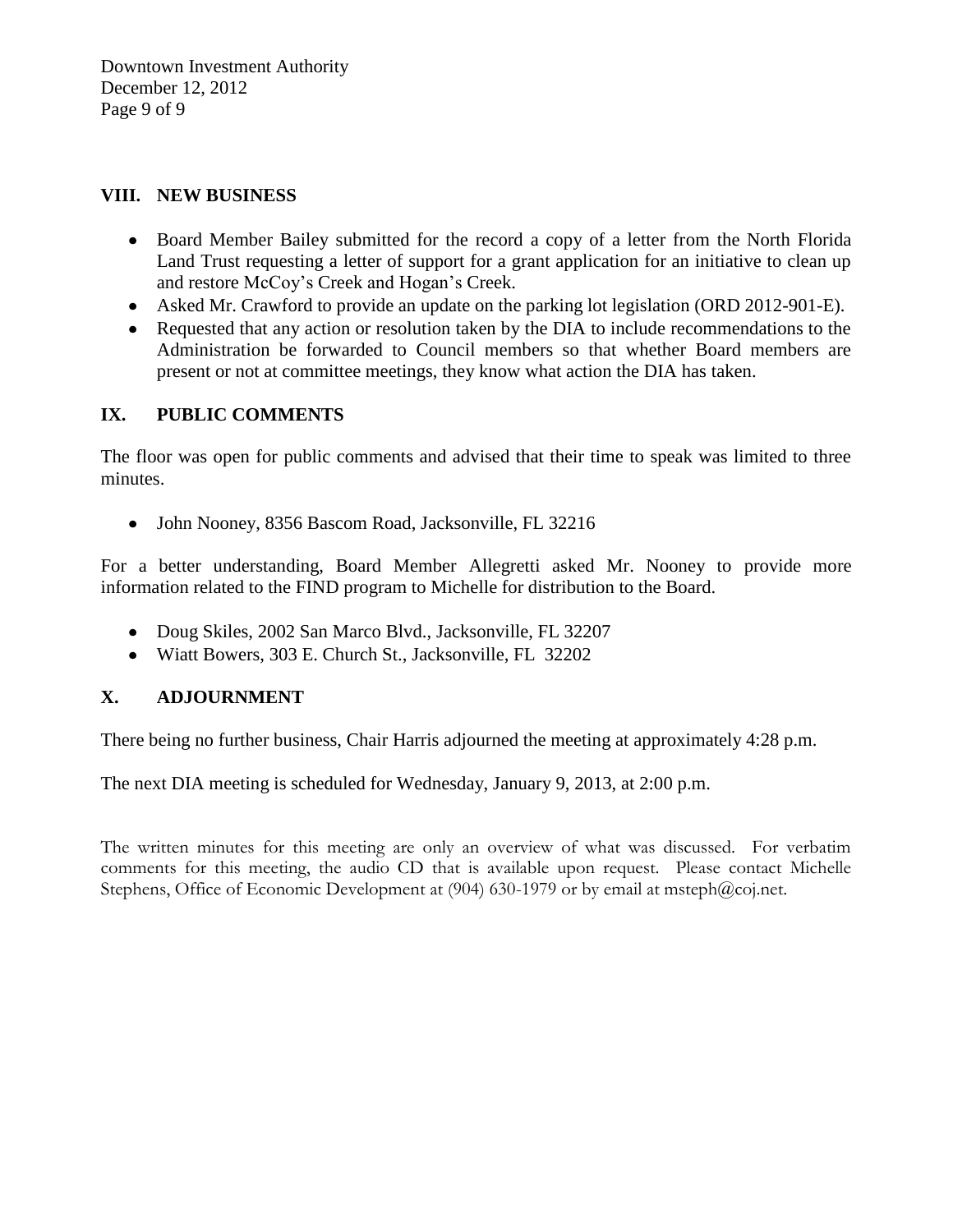## VIII. NEW BUSINESS

- Board Member Bailey submitted for the record a copy of a letter from the North Florida Land Trust requesting a letter of support for a grant application for an initiative to clean up and restore McCoy's Creek and Hogan's Creek.
- Asked Mr. Crawford to provide an update on the parking lot legislation (ORD 2012-901-E).
- Requested that any action or resolution taken by the DIA to include recommendations to the Administration be forwarded to Council members so that whether Board members are present or not at committee meetings, they know what action the DIA has taken.

## IX. PUBLIC COMMENTS

The floor was open for public comments and advised that their time to speak was limited to three minutes.

- John Nooney, 8356 Bascom Road, Jacksonville, FL 32216

For a better understanding, Board Member Allegretti asked Mr. Nooney to provide more information related to the FIND program to Michelle for distribution to the Board.

- Doug Skiles, 2002 San Marco Blvd., Jacksonville, FL 32207
- Wiatt Bowers, 303 E. Church St., Jacksonville, FL 32202

## X. ADJOURNMENT

There being no further business, Chair Harris adjourned the meeting at approximately 4:28 p.m.

The next DIA meeting is scheduled for Wednesday, January 9, 2013, at 2:00 p.m.

The written minutes for this meeting are only an overview of what was discussed. For verbatim comments for this meeting, the audio CD that is available upon request. Please contact Michelle Stephens, Office of Economic Development at (904) 630-1979 or by email at msteph@coj.net.